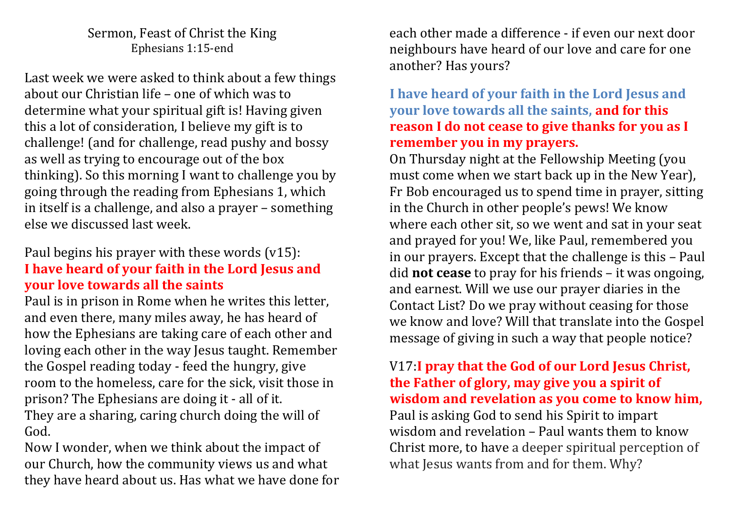Sermon, Feast of Christ the King
Ephesians 1:15-end

Last week we were asked to think about a few things about our Christian life – one of which was to determine what your spiritual gift is! Having given this a lot of consideration, I believe my gift is to challenge! (and for challenge, read pushy and bossy as well as trying to encourage out of the box thinking). So this morning I want to challenge you by going through the reading from Ephesians 1, which in itself is a challenge, and also a prayer – something else we discussed last week.

Paul begins his prayer with these words (v15):
**I have heard of your faith in the Lord Jesus and your love towards all the saints**
Paul is in prison in Rome when he writes this letter, and even there, many miles away, he has heard of how the Ephesians are taking care of each other and loving each other in the way Jesus taught. Remember the Gospel reading today - feed the hungry, give room to the homeless, care for the sick, visit those in prison? The Ephesians are doing it - all of it.
They are a sharing, caring church doing the will of God.
Now I wonder, when we think about the impact of our Church, how the community views us and what they have heard about us. Has what we have done for each other made a difference - if even our next door neighbours have heard of our love and care for one another? Has yours?

**I have heard of your faith in the Lord Jesus and your love towards all the saints, and for this reason I do not cease to give thanks for you as I remember you in my prayers.**
On Thursday night at the Fellowship Meeting (you must come when we start back up in the New Year), Fr Bob encouraged us to spend time in prayer, sitting in the Church in other people's pews! We know where each other sit, so we went and sat in your seat and prayed for you! We, like Paul, remembered you in our prayers. Except that the challenge is this – Paul did **not cease** to pray for his friends – it was ongoing, and earnest. Will we use our prayer diaries in the Contact List? Do we pray without ceasing for those we know and love? Will that translate into the Gospel message of giving in such a way that people notice?

V17:**I pray that the God of our Lord Jesus Christ, the Father of glory, may give you a spirit of wisdom and revelation as you come to know him,**
Paul is asking God to send his Spirit to impart wisdom and revelation – Paul wants them to know Christ more, to have a deeper spiritual perception of what Jesus wants from and for them. Why?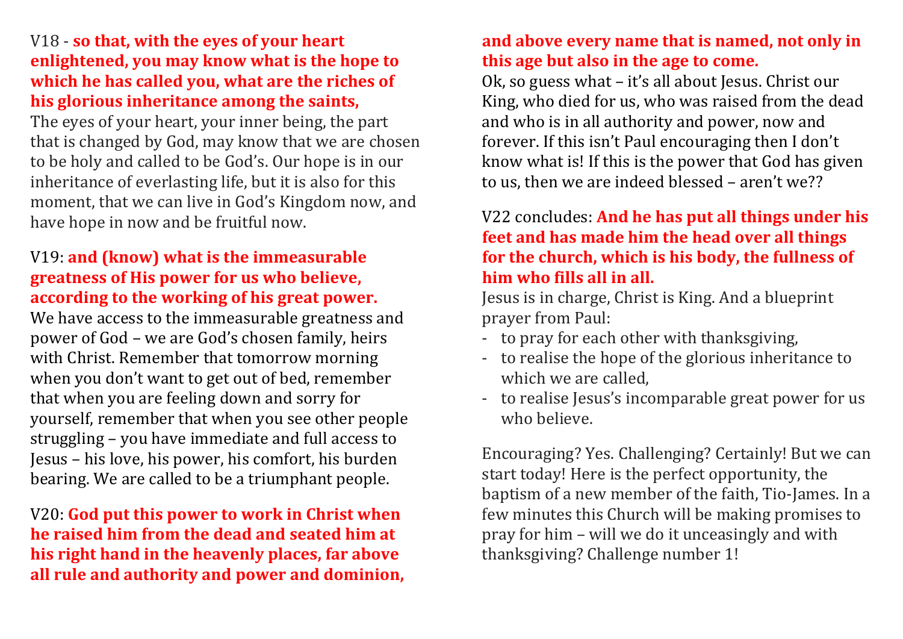V18 - **so that, with the eyes of your heart enlightened, you may know what is the hope to which he has called you, what are the riches of his glorious inheritance among the saints,**

The eyes of your heart, your inner being, the part that is changed by God, may know that we are chosen to be holy and called to be God's. Our hope is in our inheritance of everlasting life, but it is also for this moment, that we can live in God's Kingdom now, and have hope in now and be fruitful now.

V19: **and (know) what is the immeasurable greatness of His power for us who believe, according to the working of his great power.**

We have access to the immeasurable greatness and power of God – we are God's chosen family, heirs with Christ. Remember that tomorrow morning when you don't want to get out of bed, remember that when you are feeling down and sorry for yourself, remember that when you see other people struggling – you have immediate and full access to Jesus – his love, his power, his comfort, his burden bearing. We are called to be a triumphant people.

V20: **God put this power to work in Christ when he raised him from the dead and seated him at his right hand in the heavenly places, far above all rule and authority and power and dominion, and above every name that is named, not only in this age but also in the age to come.**

Ok, so guess what – it's all about Jesus. Christ our King, who died for us, who was raised from the dead and who is in all authority and power, now and forever. If this isn't Paul encouraging then I don't know what is! If this is the power that God has given to us, then we are indeed blessed – aren't we??

V22 concludes: **And he has put all things under his feet and has made him the head over all things for the church, which is his body, the fullness of him who fills all in all.**

Jesus is in charge, Christ is King. And a blueprint prayer from Paul:

- to pray for each other with thanksgiving,
- to realise the hope of the glorious inheritance to which we are called,
- to realise Jesus's incomparable great power for us who believe.

Encouraging? Yes. Challenging? Certainly! But we can start today! Here is the perfect opportunity, the baptism of a new member of the faith, Tio-James. In a few minutes this Church will be making promises to pray for him – will we do it unceasingly and with thanksgiving? Challenge number 1!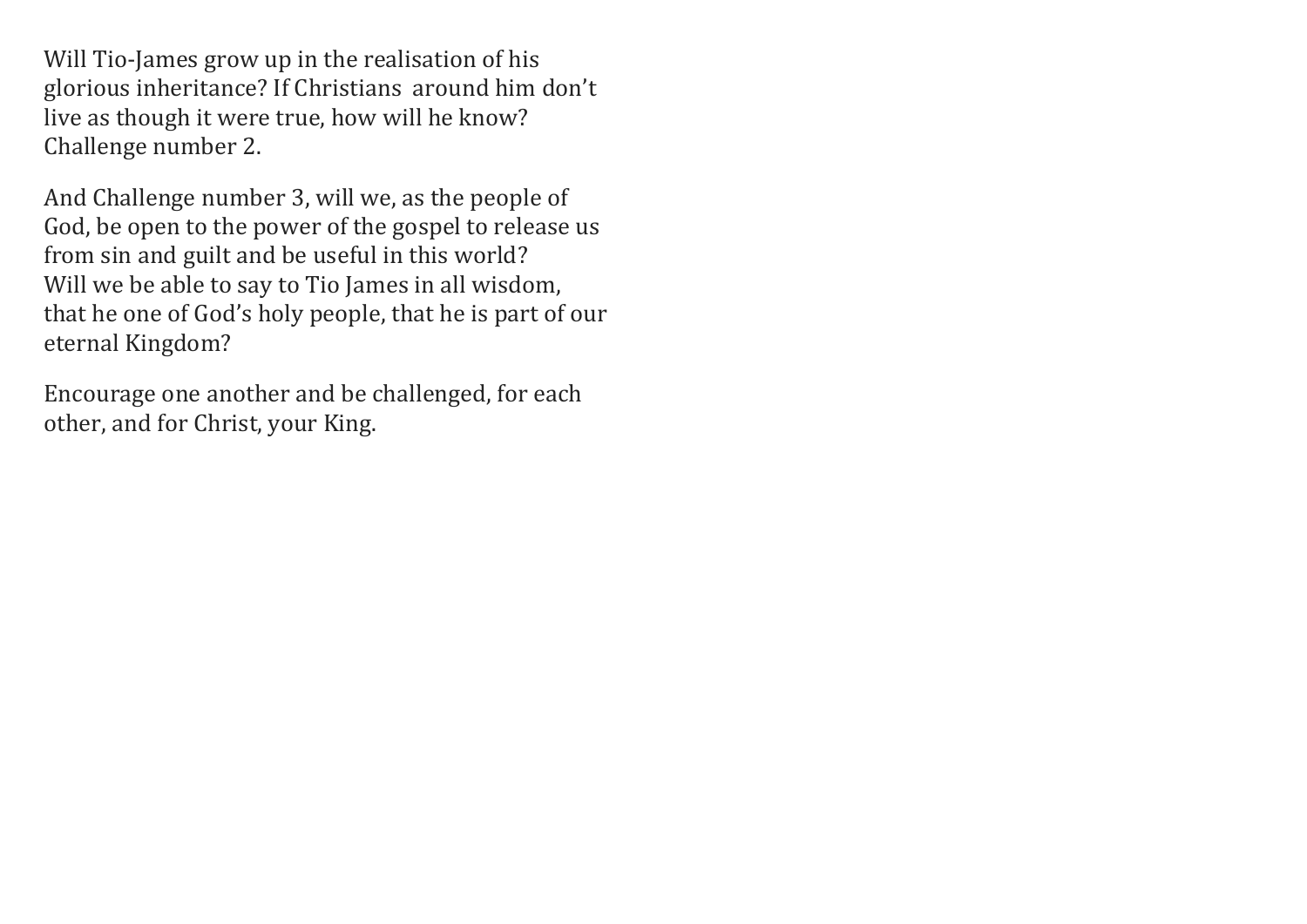Will Tio-James grow up in the realisation of his glorious inheritance? If Christians around him don't live as though it were true, how will he know? Challenge number 2.

And Challenge number 3, will we, as the people of God, be open to the power of the gospel to release us from sin and guilt and be useful in this world? Will we be able to say to Tio James in all wisdom, that he one of God's holy people, that he is part of our eternal Kingdom?

Encourage one another and be challenged, for each other, and for Christ, your King.